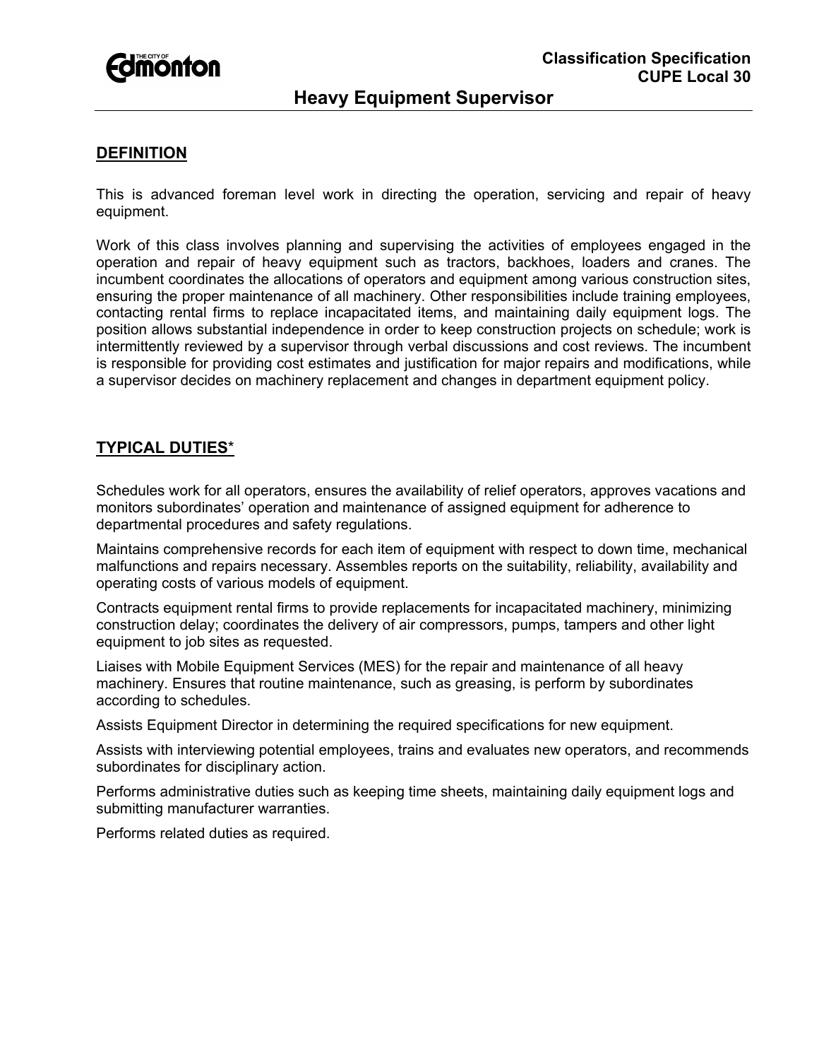**Classification Specification**
**CUPE Local 30**

# Heavy Equipment Supervisor

## DEFINITION

This is advanced foreman level work in directing the operation, servicing and repair of heavy equipment.

Work of this class involves planning and supervising the activities of employees engaged in the operation and repair of heavy equipment such as tractors, backhoes, loaders and cranes. The incumbent coordinates the allocations of operators and equipment among various construction sites, ensuring the proper maintenance of all machinery. Other responsibilities include training employees, contacting rental firms to replace incapacitated items, and maintaining daily equipment logs. The position allows substantial independence in order to keep construction projects on schedule; work is intermittently reviewed by a supervisor through verbal discussions and cost reviews. The incumbent is responsible for providing cost estimates and justification for major repairs and modifications, while a supervisor decides on machinery replacement and changes in department equipment policy.

## TYPICAL DUTIES*

Schedules work for all operators, ensures the availability of relief operators, approves vacations and monitors subordinates' operation and maintenance of assigned equipment for adherence to departmental procedures and safety regulations.

Maintains comprehensive records for each item of equipment with respect to down time, mechanical malfunctions and repairs necessary. Assembles reports on the suitability, reliability, availability and operating costs of various models of equipment.

Contracts equipment rental firms to provide replacements for incapacitated machinery, minimizing construction delay; coordinates the delivery of air compressors, pumps, tampers and other light equipment to job sites as requested.

Liaises with Mobile Equipment Services (MES) for the repair and maintenance of all heavy machinery. Ensures that routine maintenance, such as greasing, is perform by subordinates according to schedules.

Assists Equipment Director in determining the required specifications for new equipment.

Assists with interviewing potential employees, trains and evaluates new operators, and recommends subordinates for disciplinary action.

Performs administrative duties such as keeping time sheets, maintaining daily equipment logs and submitting manufacturer warranties.

Performs related duties as required.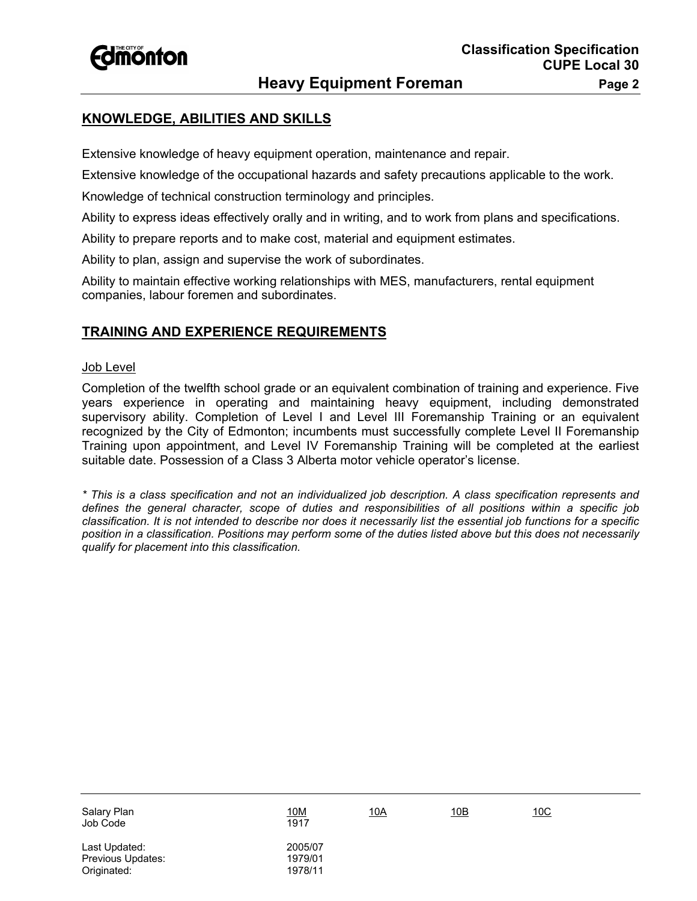## KNOWLEDGE, ABILITIES AND SKILLS

Extensive knowledge of heavy equipment operation, maintenance and repair.

Extensive knowledge of the occupational hazards and safety precautions applicable to the work.

Knowledge of technical construction terminology and principles.

Ability to express ideas effectively orally and in writing, and to work from plans and specifications.

Ability to prepare reports and to make cost, material and equipment estimates.

Ability to plan, assign and supervise the work of subordinates.

Ability to maintain effective working relationships with MES, manufacturers, rental equipment companies, labour foremen and subordinates.

## TRAINING AND EXPERIENCE REQUIREMENTS

Job Level

Completion of the twelfth school grade or an equivalent combination of training and experience. Five years experience in operating and maintaining heavy equipment, including demonstrated supervisory ability. Completion of Level I and Level III Foremanship Training or an equivalent recognized by the City of Edmonton; incumbents must successfully complete Level II Foremanship Training upon appointment, and Level IV Foremanship Training will be completed at the earliest suitable date. Possession of a Class 3 Alberta motor vehicle operator's license.

*\* This is a class specification and not an individualized job description. A class specification represents and defines the general character, scope of duties and responsibilities of all positions within a specific job classification. It is not intended to describe nor does it necessarily list the essential job functions for a specific position in a classification. Positions may perform some of the duties listed above but this does not necessarily qualify for placement into this classification.*

| | | | | |
|---|---|---|---|---|
| Salary Plan | 10M | 10A | 10B | 10C |
| Job Code | 1917 | | | |
| Last Updated: | 2005/07 | | | |
| Previous Updates: | 1979/01 | | | |
| Originated: | 1978/11 | | | |